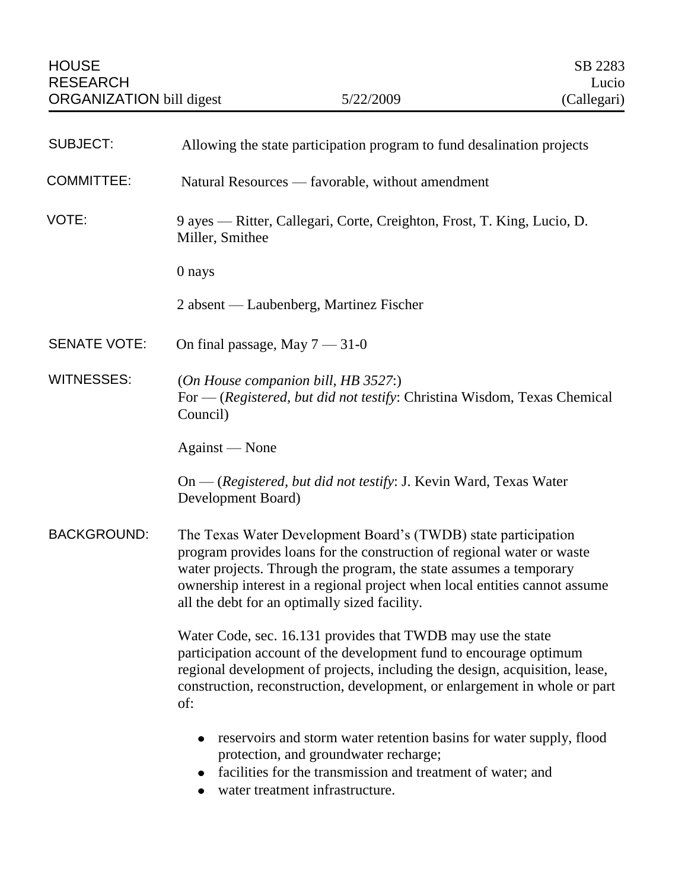HOUSE RESEARCH ORGANIZATION bill digest — 5/22/2009 — SB 2283 Lucio (Callegari)

**SUBJECT:** Allowing the state participation program to fund desalination projects

**COMMITTEE:** Natural Resources — favorable, without amendment

**VOTE:** 9 ayes — Ritter, Callegari, Corte, Creighton, Frost, T. King, Lucio, D. Miller, Smithee

0 nays

2 absent — Laubenberg, Martinez Fischer

**SENATE VOTE:** On final passage, May 7 — 31-0

**WITNESSES:** (*On House companion bill, HB 3527*:)
For — (*Registered, but did not testify*: Christina Wisdom, Texas Chemical Council)

Against — None

On — (*Registered, but did not testify*: J. Kevin Ward, Texas Water Development Board)

**BACKGROUND:** The Texas Water Development Board's (TWDB) state participation program provides loans for the construction of regional water or waste water projects. Through the program, the state assumes a temporary ownership interest in a regional project when local entities cannot assume all the debt for an optimally sized facility.

Water Code, sec. 16.131 provides that TWDB may use the state participation account of the development fund to encourage optimum regional development of projects, including the design, acquisition, lease, construction, reconstruction, development, or enlargement in whole or part of:

- reservoirs and storm water retention basins for water supply, flood protection, and groundwater recharge;
- facilities for the transmission and treatment of water; and
- water treatment infrastructure.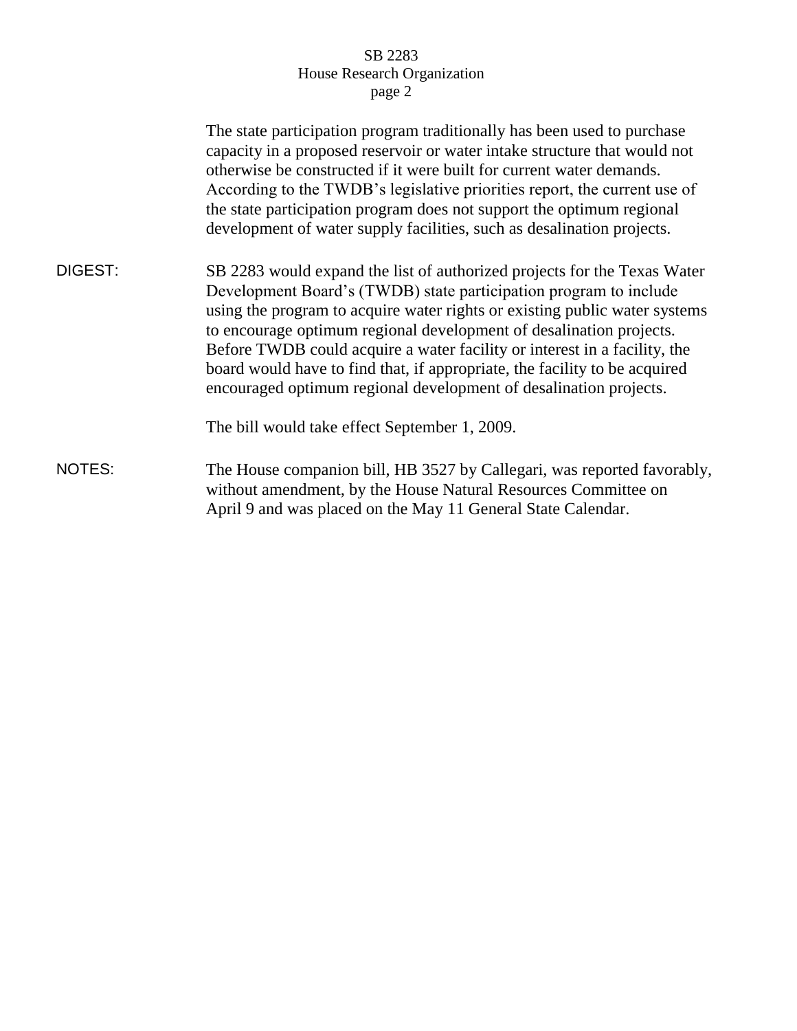The state participation program traditionally has been used to purchase capacity in a proposed reservoir or water intake structure that would not otherwise be constructed if it were built for current water demands. According to the TWDB's legislative priorities report, the current use of the state participation program does not support the optimum regional development of water supply facilities, such as desalination projects.

DIGEST: SB 2283 would expand the list of authorized projects for the Texas Water Development Board's (TWDB) state participation program to include using the program to acquire water rights or existing public water systems to encourage optimum regional development of desalination projects. Before TWDB could acquire a water facility or interest in a facility, the board would have to find that, if appropriate, the facility to be acquired encouraged optimum regional development of desalination projects.

The bill would take effect September 1, 2009.

NOTES: The House companion bill, HB 3527 by Callegari, was reported favorably, without amendment, by the House Natural Resources Committee on April 9 and was placed on the May 11 General State Calendar.